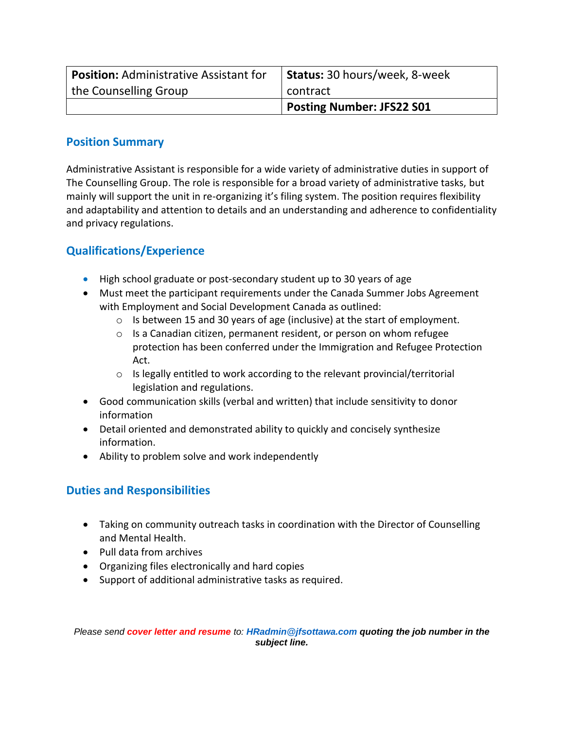| **Position:** Administrative Assistant for the Counselling Group | **Status:** 30 hours/week, 8-week contract |
| --- | --- |
| | **Posting Number: JFS22 S01** |

## Position Summary

Administrative Assistant is responsible for a wide variety of administrative duties in support of The Counselling Group. The role is responsible for a broad variety of administrative tasks, but mainly will support the unit in re-organizing it's filing system. The position requires flexibility and adaptability and attention to details and an understanding and adherence to confidentiality and privacy regulations.

## Qualifications/Experience

- High school graduate or post-secondary student up to 30 years of age
- Must meet the participant requirements under the Canada Summer Jobs Agreement with Employment and Social Development Canada as outlined:
  - Is between 15 and 30 years of age (inclusive) at the start of employment.
  - Is a Canadian citizen, permanent resident, or person on whom refugee protection has been conferred under the Immigration and Refugee Protection Act.
  - Is legally entitled to work according to the relevant provincial/territorial legislation and regulations.
- Good communication skills (verbal and written) that include sensitivity to donor information
- Detail oriented and demonstrated ability to quickly and concisely synthesize information.
- Ability to problem solve and work independently

## Duties and Responsibilities

- Taking on community outreach tasks in coordination with the Director of Counselling and Mental Health.
- Pull data from archives
- Organizing files electronically and hard copies
- Support of additional administrative tasks as required.

*Please send **cover letter and resume** to: **HRadmin@jfsottawa.com** **quoting the job number in the subject line.***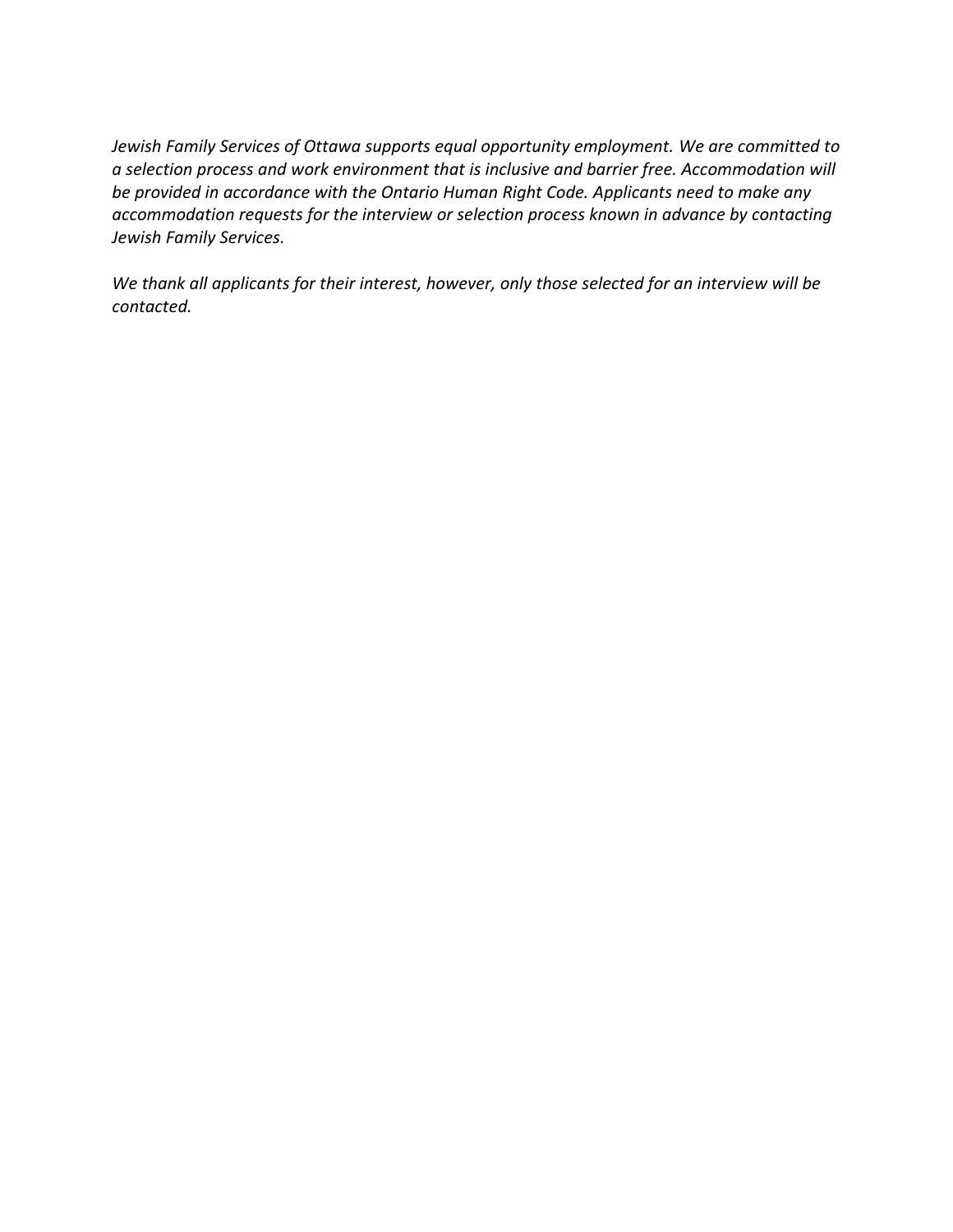*Jewish Family Services of Ottawa supports equal opportunity employment. We are committed to a selection process and work environment that is inclusive and barrier free. Accommodation will be provided in accordance with the Ontario Human Right Code. Applicants need to make any accommodation requests for the interview or selection process known in advance by contacting Jewish Family Services.*

*We thank all applicants for their interest, however, only those selected for an interview will be contacted.*